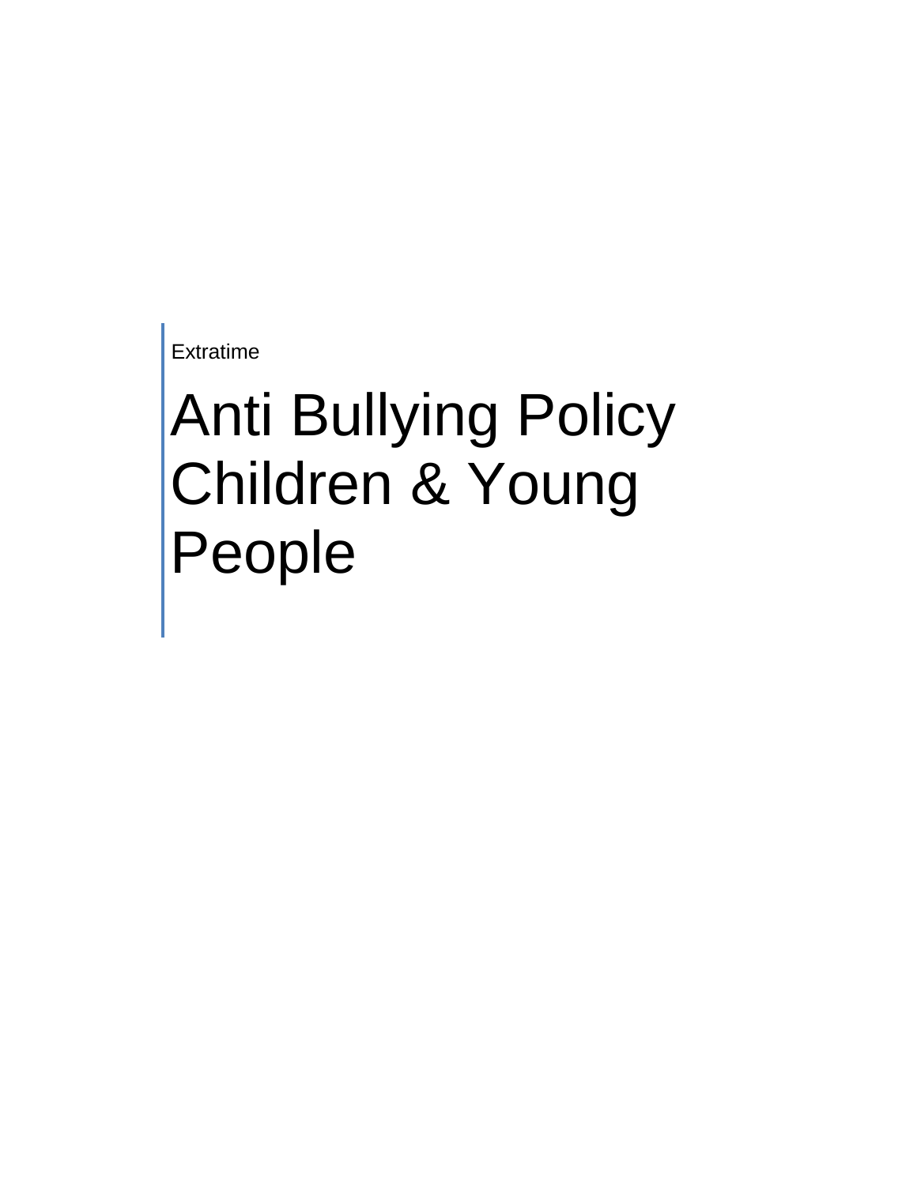Extratime

# Anti Bullying Policy Children & Young People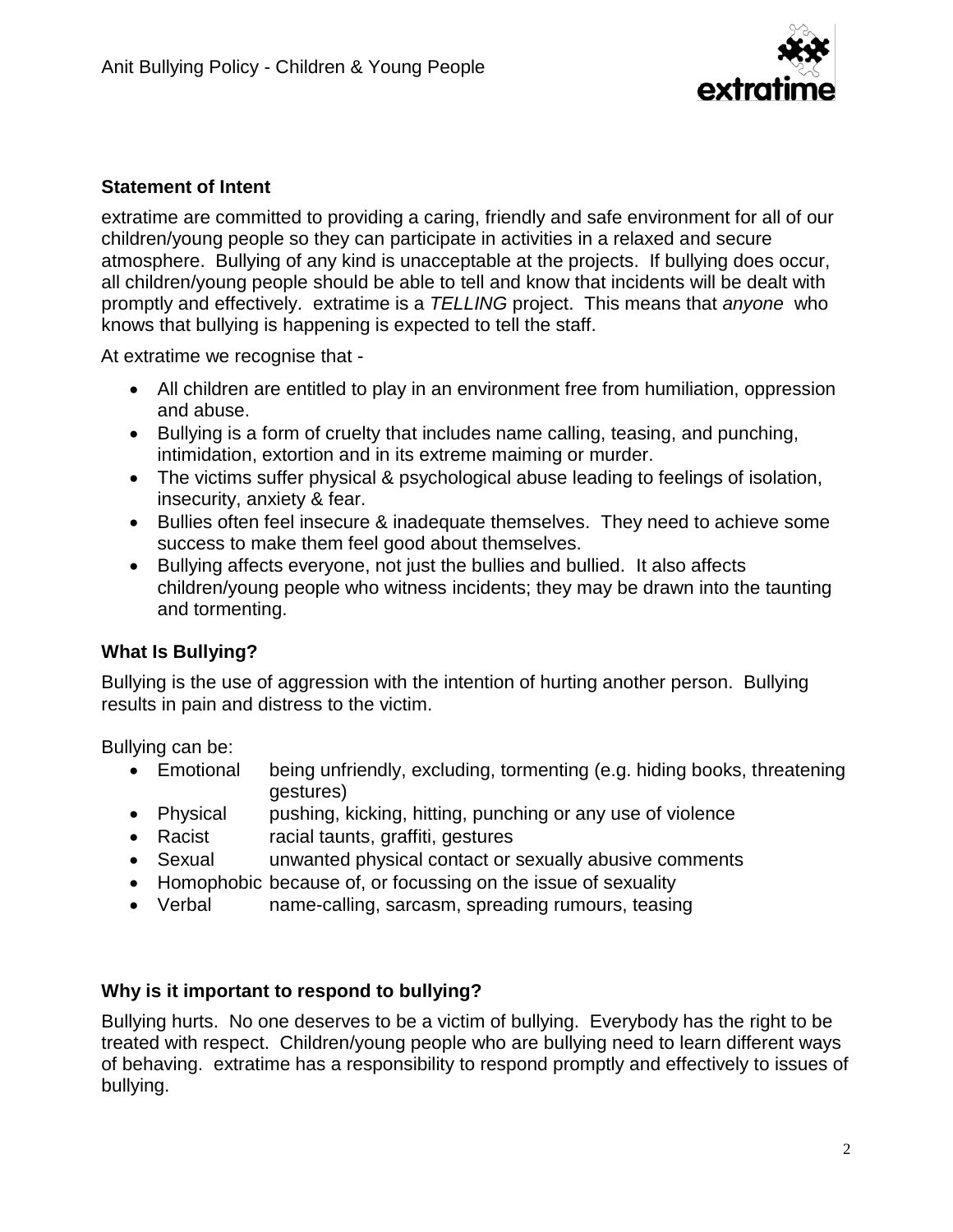**Statement of Intent**

extratime are committed to providing a caring, friendly and safe environment for all of our children/young people so they can participate in activities in a relaxed and secure atmosphere. Bullying of any kind is unacceptable at the projects. If bullying does occur, all children/young people should be able to tell and know that incidents will be dealt with promptly and effectively. extratime is a *TELLING* project. This means that *anyone* who knows that bullying is happening is expected to tell the staff.

At extratime we recognise that -

- All children are entitled to play in an environment free from humiliation, oppression and abuse.
- Bullying is a form of cruelty that includes name calling, teasing, and punching, intimidation, extortion and in its extreme maiming or murder.
- The victims suffer physical & psychological abuse leading to feelings of isolation, insecurity, anxiety & fear.
- Bullies often feel insecure & inadequate themselves. They need to achieve some success to make them feel good about themselves.
- Bullying affects everyone, not just the bullies and bullied. It also affects children/young people who witness incidents; they may be drawn into the taunting and tormenting.

**What Is Bullying?**

Bullying is the use of aggression with the intention of hurting another person. Bullying results in pain and distress to the victim.

Bullying can be:

- Emotional being unfriendly, excluding, tormenting (e.g. hiding books, threatening gestures)
- Physical pushing, kicking, hitting, punching or any use of violence
- Racist racial taunts, graffiti, gestures
- Sexual unwanted physical contact or sexually abusive comments
- Homophobic because of, or focussing on the issue of sexuality
- Verbal name-calling, sarcasm, spreading rumours, teasing

**Why is it important to respond to bullying?**

Bullying hurts. No one deserves to be a victim of bullying. Everybody has the right to be treated with respect. Children/young people who are bullying need to learn different ways of behaving. extratime has a responsibility to respond promptly and effectively to issues of bullying.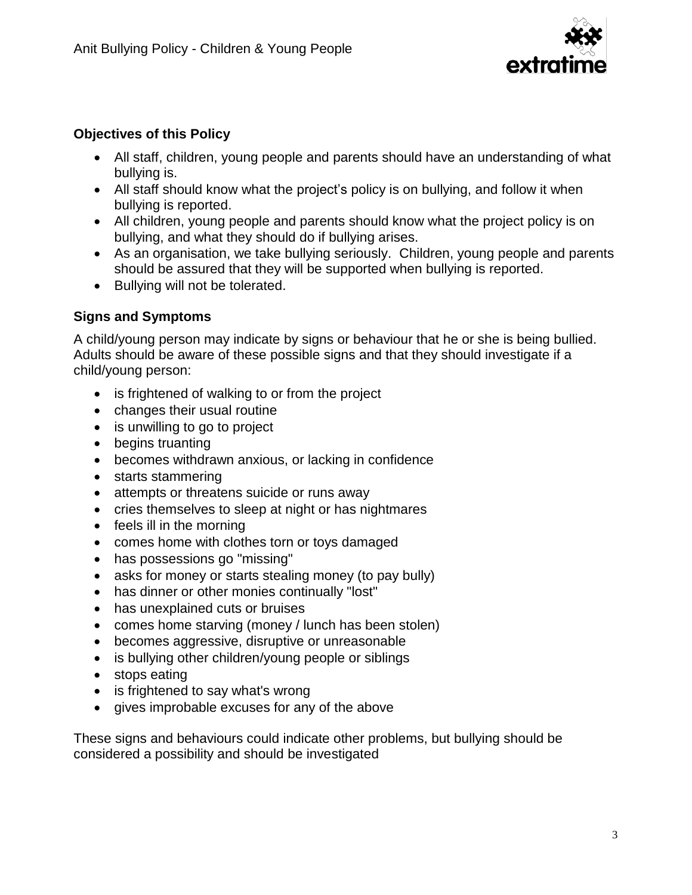## Objectives of this Policy

- All staff, children, young people and parents should have an understanding of what bullying is.
- All staff should know what the project's policy is on bullying, and follow it when bullying is reported.
- All children, young people and parents should know what the project policy is on bullying, and what they should do if bullying arises.
- As an organisation, we take bullying seriously. Children, young people and parents should be assured that they will be supported when bullying is reported.
- Bullying will not be tolerated.

## Signs and Symptoms

A child/young person may indicate by signs or behaviour that he or she is being bullied. Adults should be aware of these possible signs and that they should investigate if a child/young person:

- is frightened of walking to or from the project
- changes their usual routine
- is unwilling to go to project
- begins truanting
- becomes withdrawn anxious, or lacking in confidence
- starts stammering
- attempts or threatens suicide or runs away
- cries themselves to sleep at night or has nightmares
- feels ill in the morning
- comes home with clothes torn or toys damaged
- has possessions go "missing"
- asks for money or starts stealing money (to pay bully)
- has dinner or other monies continually "lost"
- has unexplained cuts or bruises
- comes home starving (money / lunch has been stolen)
- becomes aggressive, disruptive or unreasonable
- is bullying other children/young people or siblings
- stops eating
- is frightened to say what's wrong
- gives improbable excuses for any of the above

These signs and behaviours could indicate other problems, but bullying should be considered a possibility and should be investigated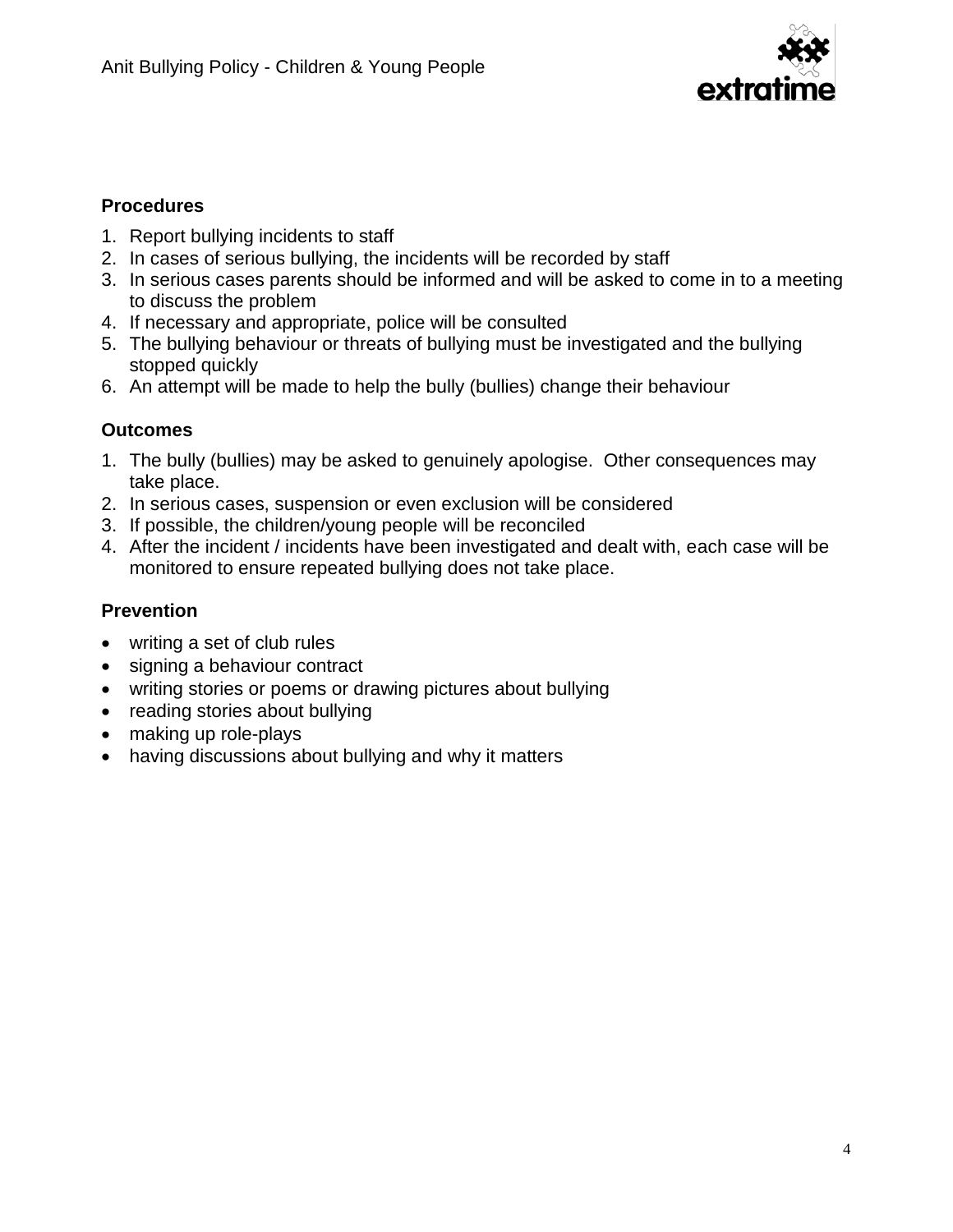**Procedures**

1. Report bullying incidents to staff
2. In cases of serious bullying, the incidents will be recorded by staff
3. In serious cases parents should be informed and will be asked to come in to a meeting to discuss the problem
4. If necessary and appropriate, police will be consulted
5. The bullying behaviour or threats of bullying must be investigated and the bullying stopped quickly
6. An attempt will be made to help the bully (bullies) change their behaviour

**Outcomes**

1. The bully (bullies) may be asked to genuinely apologise. Other consequences may take place.
2. In serious cases, suspension or even exclusion will be considered
3. If possible, the children/young people will be reconciled
4. After the incident / incidents have been investigated and dealt with, each case will be monitored to ensure repeated bullying does not take place.

**Prevention**

- writing a set of club rules
- signing a behaviour contract
- writing stories or poems or drawing pictures about bullying
- reading stories about bullying
- making up role-plays
- having discussions about bullying and why it matters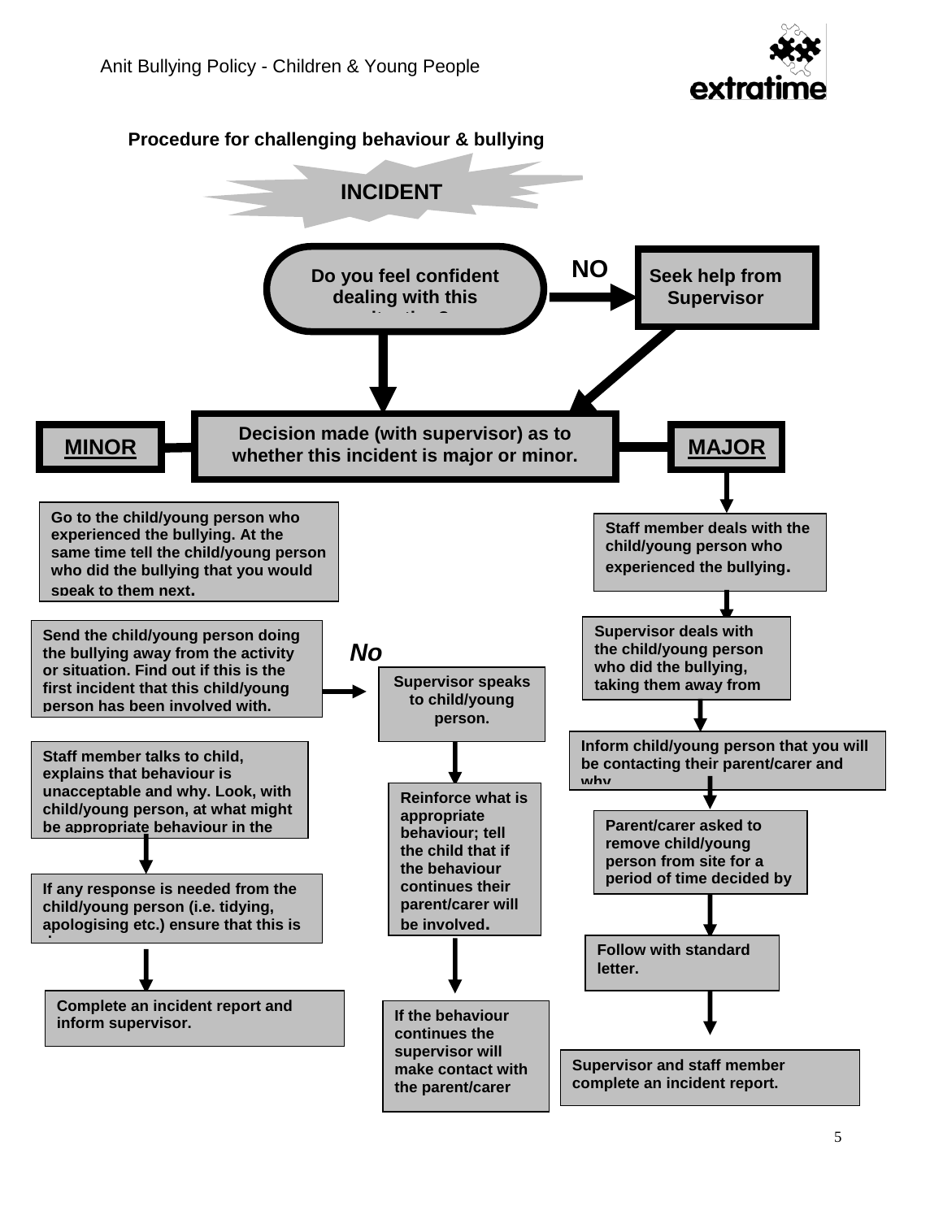## Procedure for challenging behaviour & bullying

**INCIDENT**

**Do you feel confident dealing with this situation?**

**NO** → **Seek help from Supervisor**

**Decision made (with supervisor) as to whether this incident is major or minor.**

### MINOR

**Go to the child/young person who experienced the bullying. At the same time tell the child/young person who did the bullying that you would speak to them next.**

**Send the child/young person doing the bullying away from the activity or situation. Find out if this is the first incident that this child/young person has been involved with.**

*No* → **Supervisor speaks to child/young person.**

↓

**Reinforce what is appropriate behaviour; tell the child that if the behaviour continues their parent/carer will be involved.**

↓

**If the behaviour continues the supervisor will make contact with the parent/carer**

**Staff member talks to child, explains that behaviour is unacceptable and why. Look, with child/young person, at what might be appropriate behaviour in the**

↓

**If any response is needed from the child/young person (i.e. tidying, apologising etc.) ensure that this is**

↓

**Complete an incident report and inform supervisor.**

### MAJOR

↓

**Staff member deals with the child/young person who experienced the bullying.**

↓

**Supervisor deals with the child/young person who did the bullying, taking them away from**

↓

**Inform child/young person that you will be contacting their parent/carer and why**

↓

**Parent/carer asked to remove child/young person from site for a period of time decided by**

↓

**Follow with standard letter.**

↓

**Supervisor and staff member complete an incident report.**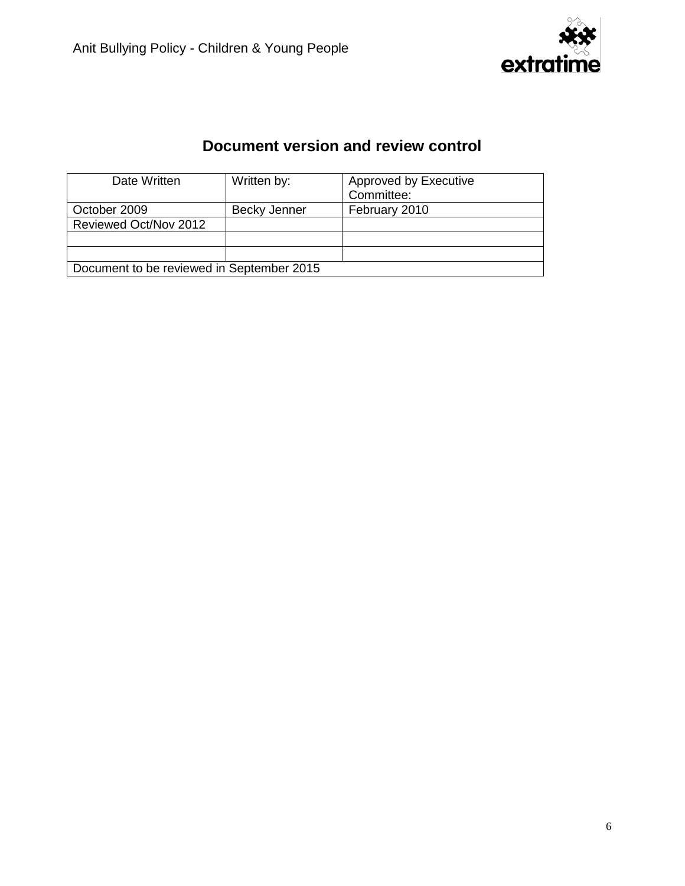## Document version and review control

| Date Written | Written by: | Approved by Executive Committee: |
| --- | --- | --- |
| October 2009 | Becky Jenner | February 2010 |
| Reviewed Oct/Nov 2012 | | |
| | | |
| | | |
| Document to be reviewed in September 2015 | | |